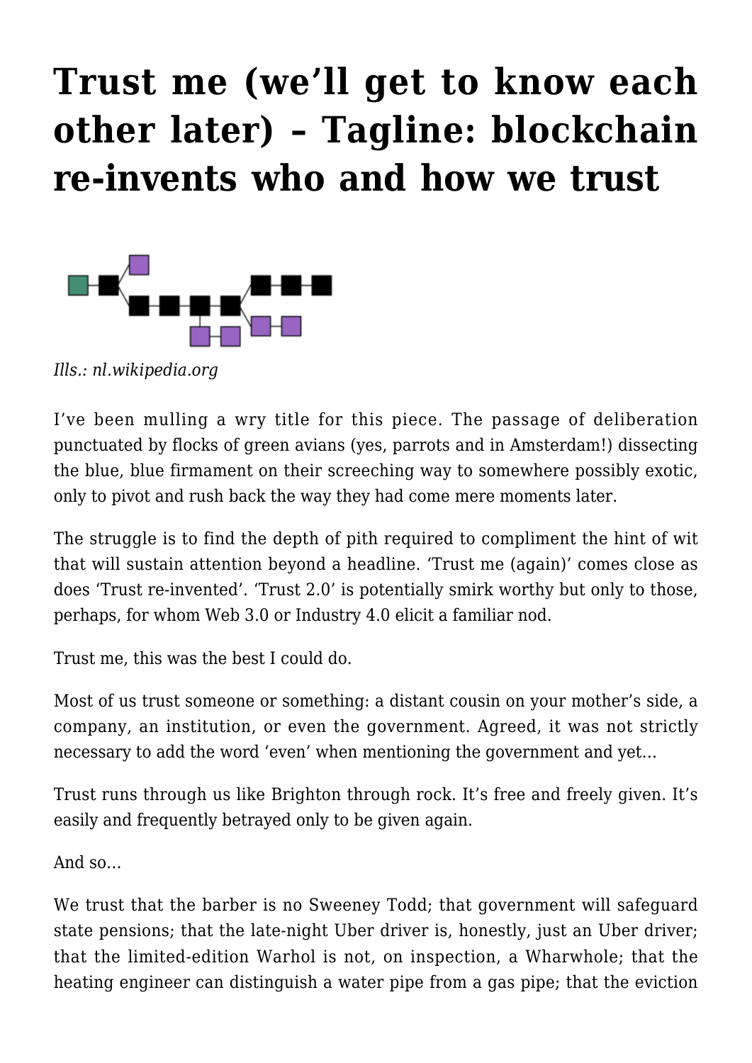# Trust me (we'll get to know each other later) – Tagline: blockchain re-invents who and how we trust

*Ills.: nl.wikipedia.org*

I've been mulling a wry title for this piece. The passage of deliberation punctuated by flocks of green avians (yes, parrots and in Amsterdam!) dissecting the blue, blue firmament on their screeching way to somewhere possibly exotic, only to pivot and rush back the way they had come mere moments later.

The struggle is to find the depth of pith required to compliment the hint of wit that will sustain attention beyond a headline. 'Trust me (again)' comes close as does 'Trust re-invented'. 'Trust 2.0' is potentially smirk worthy but only to those, perhaps, for whom Web 3.0 or Industry 4.0 elicit a familiar nod.

Trust me, this was the best I could do.

Most of us trust someone or something: a distant cousin on your mother's side, a company, an institution, or even the government. Agreed, it was not strictly necessary to add the word 'even' when mentioning the government and yet…

Trust runs through us like Brighton through rock. It's free and freely given. It's easily and frequently betrayed only to be given again.

And so…

We trust that the barber is no Sweeney Todd; that government will safeguard state pensions; that the late-night Uber driver is, honestly, just an Uber driver; that the limited-edition Warhol is not, on inspection, a Wharwhole; that the heating engineer can distinguish a water pipe from a gas pipe; that the eviction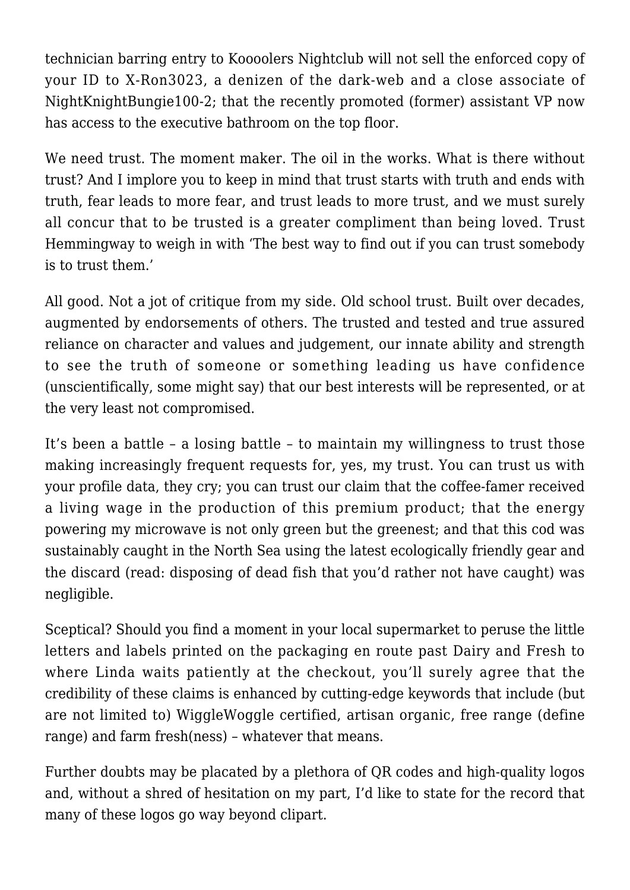technician barring entry to Koooolers Nightclub will not sell the enforced copy of your ID to X-Ron3023, a denizen of the dark-web and a close associate of NightKnightBungie100-2; that the recently promoted (former) assistant VP now has access to the executive bathroom on the top floor.

We need trust. The moment maker. The oil in the works. What is there without trust? And I implore you to keep in mind that trust starts with truth and ends with truth, fear leads to more fear, and trust leads to more trust, and we must surely all concur that to be trusted is a greater compliment than being loved. Trust Hemmingway to weigh in with 'The best way to find out if you can trust somebody is to trust them.'

All good. Not a jot of critique from my side. Old school trust. Built over decades, augmented by endorsements of others. The trusted and tested and true assured reliance on character and values and judgement, our innate ability and strength to see the truth of someone or something leading us have confidence (unscientifically, some might say) that our best interests will be represented, or at the very least not compromised.

It's been a battle – a losing battle – to maintain my willingness to trust those making increasingly frequent requests for, yes, my trust. You can trust us with your profile data, they cry; you can trust our claim that the coffee-famer received a living wage in the production of this premium product; that the energy powering my microwave is not only green but the greenest; and that this cod was sustainably caught in the North Sea using the latest ecologically friendly gear and the discard (read: disposing of dead fish that you'd rather not have caught) was negligible.

Sceptical? Should you find a moment in your local supermarket to peruse the little letters and labels printed on the packaging en route past Dairy and Fresh to where Linda waits patiently at the checkout, you'll surely agree that the credibility of these claims is enhanced by cutting-edge keywords that include (but are not limited to) WiggleWoggle certified, artisan organic, free range (define range) and farm fresh(ness) – whatever that means.

Further doubts may be placated by a plethora of QR codes and high-quality logos and, without a shred of hesitation on my part, I'd like to state for the record that many of these logos go way beyond clipart.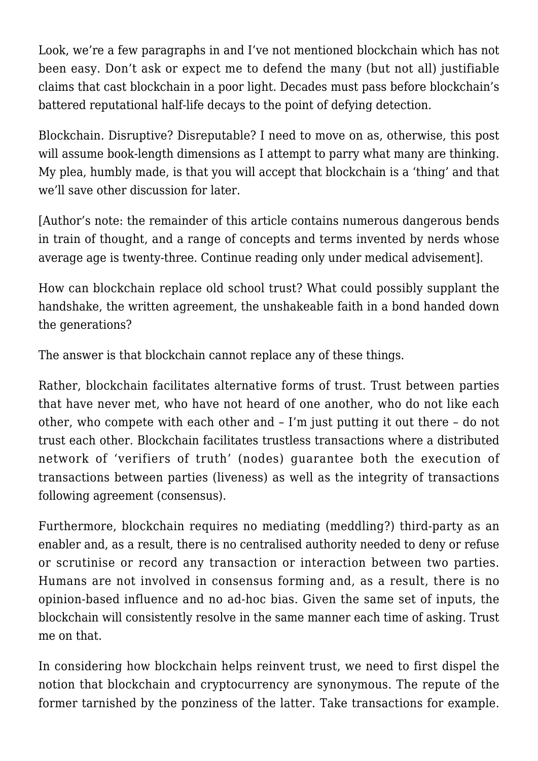Look, we're a few paragraphs in and I've not mentioned blockchain which has not been easy. Don't ask or expect me to defend the many (but not all) justifiable claims that cast blockchain in a poor light. Decades must pass before blockchain's battered reputational half-life decays to the point of defying detection.

Blockchain. Disruptive? Disreputable? I need to move on as, otherwise, this post will assume book-length dimensions as I attempt to parry what many are thinking. My plea, humbly made, is that you will accept that blockchain is a 'thing' and that we'll save other discussion for later.

[Author's note: the remainder of this article contains numerous dangerous bends in train of thought, and a range of concepts and terms invented by nerds whose average age is twenty-three. Continue reading only under medical advisement].

How can blockchain replace old school trust? What could possibly supplant the handshake, the written agreement, the unshakeable faith in a bond handed down the generations?

The answer is that blockchain cannot replace any of these things.

Rather, blockchain facilitates alternative forms of trust. Trust between parties that have never met, who have not heard of one another, who do not like each other, who compete with each other and – I'm just putting it out there – do not trust each other. Blockchain facilitates trustless transactions where a distributed network of 'verifiers of truth' (nodes) guarantee both the execution of transactions between parties (liveness) as well as the integrity of transactions following agreement (consensus).

Furthermore, blockchain requires no mediating (meddling?) third-party as an enabler and, as a result, there is no centralised authority needed to deny or refuse or scrutinise or record any transaction or interaction between two parties. Humans are not involved in consensus forming and, as a result, there is no opinion-based influence and no ad-hoc bias. Given the same set of inputs, the blockchain will consistently resolve in the same manner each time of asking. Trust me on that.

In considering how blockchain helps reinvent trust, we need to first dispel the notion that blockchain and cryptocurrency are synonymous. The repute of the former tarnished by the ponziness of the latter. Take transactions for example.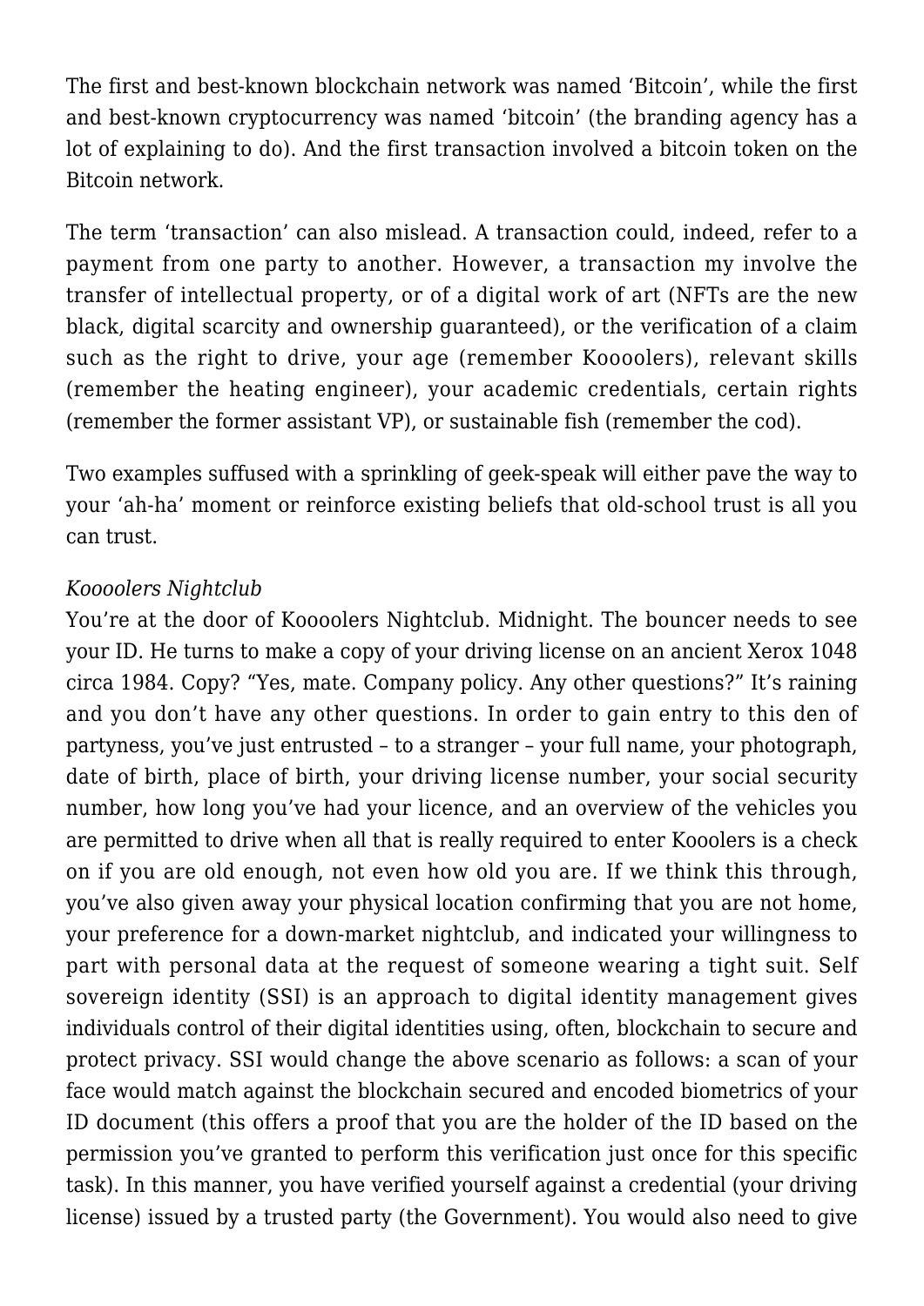The first and best-known blockchain network was named 'Bitcoin', while the first and best-known cryptocurrency was named 'bitcoin' (the branding agency has a lot of explaining to do). And the first transaction involved a bitcoin token on the Bitcoin network.

The term 'transaction' can also mislead. A transaction could, indeed, refer to a payment from one party to another. However, a transaction my involve the transfer of intellectual property, or of a digital work of art (NFTs are the new black, digital scarcity and ownership guaranteed), or the verification of a claim such as the right to drive, your age (remember Koooolers), relevant skills (remember the heating engineer), your academic credentials, certain rights (remember the former assistant VP), or sustainable fish (remember the cod).

Two examples suffused with a sprinkling of geek-speak will either pave the way to your 'ah-ha' moment or reinforce existing beliefs that old-school trust is all you can trust.

*Koooolers Nightclub*

You're at the door of Koooolers Nightclub. Midnight. The bouncer needs to see your ID. He turns to make a copy of your driving license on an ancient Xerox 1048 circa 1984. Copy? "Yes, mate. Company policy. Any other questions?" It's raining and you don't have any other questions. In order to gain entry to this den of partyness, you've just entrusted – to a stranger – your full name, your photograph, date of birth, place of birth, your driving license number, your social security number, how long you've had your licence, and an overview of the vehicles you are permitted to drive when all that is really required to enter Kooolers is a check on if you are old enough, not even how old you are. If we think this through, you've also given away your physical location confirming that you are not home, your preference for a down-market nightclub, and indicated your willingness to part with personal data at the request of someone wearing a tight suit. Self sovereign identity (SSI) is an approach to digital identity management gives individuals control of their digital identities using, often, blockchain to secure and protect privacy. SSI would change the above scenario as follows: a scan of your face would match against the blockchain secured and encoded biometrics of your ID document (this offers a proof that you are the holder of the ID based on the permission you've granted to perform this verification just once for this specific task). In this manner, you have verified yourself against a credential (your driving license) issued by a trusted party (the Government). You would also need to give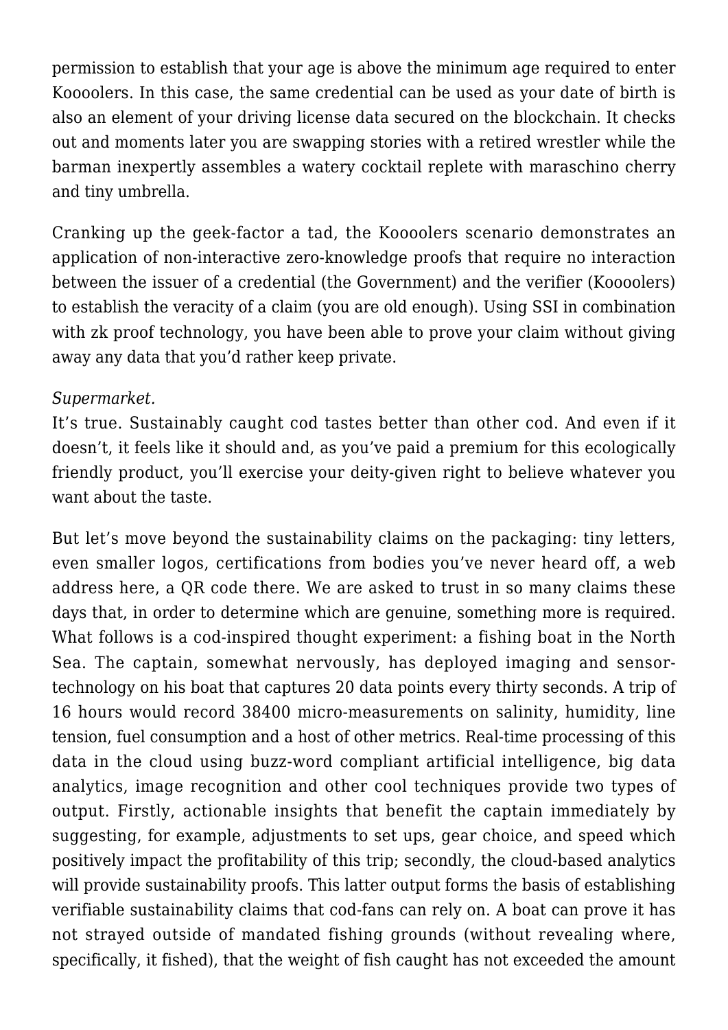permission to establish that your age is above the minimum age required to enter Koooolers. In this case, the same credential can be used as your date of birth is also an element of your driving license data secured on the blockchain. It checks out and moments later you are swapping stories with a retired wrestler while the barman inexpertly assembles a watery cocktail replete with maraschino cherry and tiny umbrella.

Cranking up the geek-factor a tad, the Koooolers scenario demonstrates an application of non-interactive zero-knowledge proofs that require no interaction between the issuer of a credential (the Government) and the verifier (Koooolers) to establish the veracity of a claim (you are old enough). Using SSI in combination with zk proof technology, you have been able to prove your claim without giving away any data that you'd rather keep private.

*Supermarket.*
It's true. Sustainably caught cod tastes better than other cod. And even if it doesn't, it feels like it should and, as you've paid a premium for this ecologically friendly product, you'll exercise your deity-given right to believe whatever you want about the taste.

But let's move beyond the sustainability claims on the packaging: tiny letters, even smaller logos, certifications from bodies you've never heard off, a web address here, a QR code there. We are asked to trust in so many claims these days that, in order to determine which are genuine, something more is required. What follows is a cod-inspired thought experiment: a fishing boat in the North Sea. The captain, somewhat nervously, has deployed imaging and sensor-technology on his boat that captures 20 data points every thirty seconds. A trip of 16 hours would record 38400 micro-measurements on salinity, humidity, line tension, fuel consumption and a host of other metrics. Real-time processing of this data in the cloud using buzz-word compliant artificial intelligence, big data analytics, image recognition and other cool techniques provide two types of output. Firstly, actionable insights that benefit the captain immediately by suggesting, for example, adjustments to set ups, gear choice, and speed which positively impact the profitability of this trip; secondly, the cloud-based analytics will provide sustainability proofs. This latter output forms the basis of establishing verifiable sustainability claims that cod-fans can rely on. A boat can prove it has not strayed outside of mandated fishing grounds (without revealing where, specifically, it fished), that the weight of fish caught has not exceeded the amount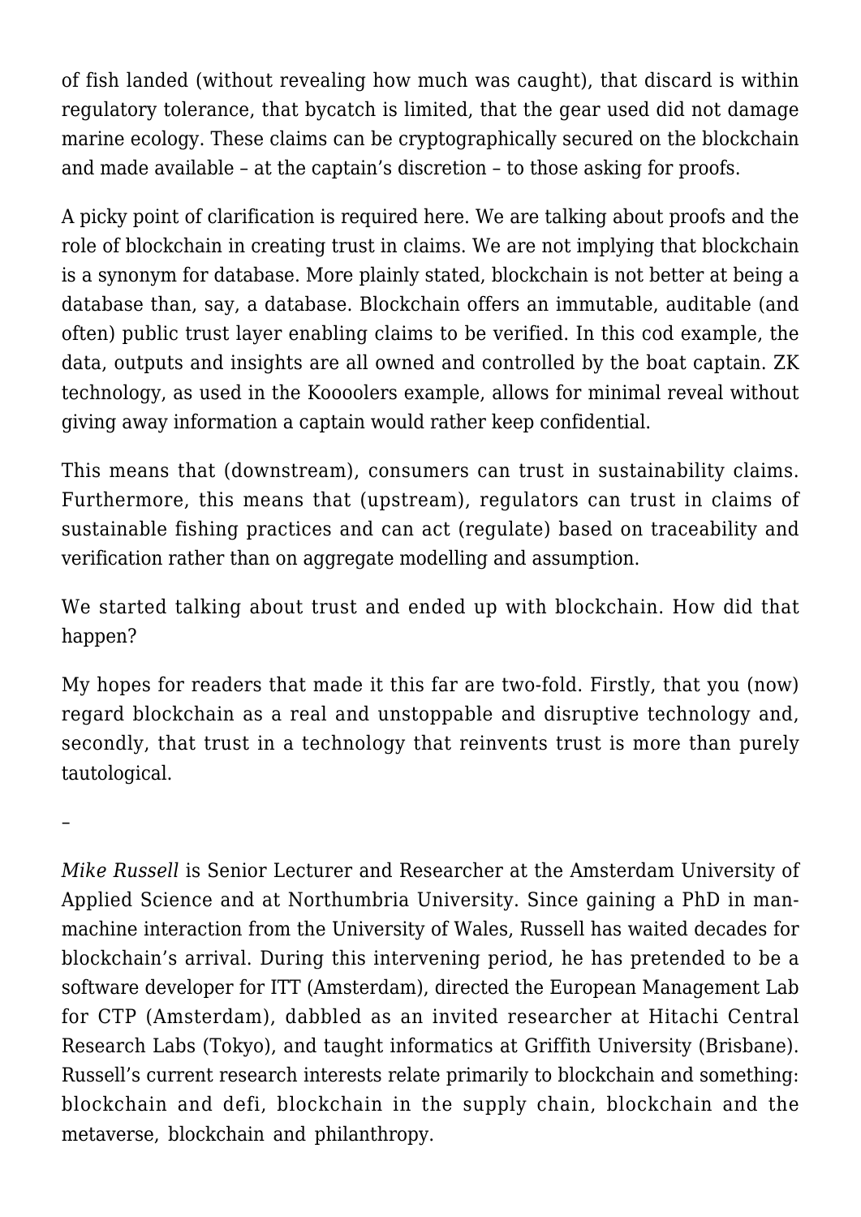of fish landed (without revealing how much was caught), that discard is within regulatory tolerance, that bycatch is limited, that the gear used did not damage marine ecology. These claims can be cryptographically secured on the blockchain and made available – at the captain's discretion – to those asking for proofs.

A picky point of clarification is required here. We are talking about proofs and the role of blockchain in creating trust in claims. We are not implying that blockchain is a synonym for database. More plainly stated, blockchain is not better at being a database than, say, a database. Blockchain offers an immutable, auditable (and often) public trust layer enabling claims to be verified. In this cod example, the data, outputs and insights are all owned and controlled by the boat captain. ZK technology, as used in the Koooolers example, allows for minimal reveal without giving away information a captain would rather keep confidential.

This means that (downstream), consumers can trust in sustainability claims. Furthermore, this means that (upstream), regulators can trust in claims of sustainable fishing practices and can act (regulate) based on traceability and verification rather than on aggregate modelling and assumption.

We started talking about trust and ended up with blockchain. How did that happen?

My hopes for readers that made it this far are two-fold. Firstly, that you (now) regard blockchain as a real and unstoppable and disruptive technology and, secondly, that trust in a technology that reinvents trust is more than purely tautological.

–

*Mike Russell* is Senior Lecturer and Researcher at the Amsterdam University of Applied Science and at Northumbria University. Since gaining a PhD in man-machine interaction from the University of Wales, Russell has waited decades for blockchain's arrival. During this intervening period, he has pretended to be a software developer for ITT (Amsterdam), directed the European Management Lab for CTP (Amsterdam), dabbled as an invited researcher at Hitachi Central Research Labs (Tokyo), and taught informatics at Griffith University (Brisbane). Russell's current research interests relate primarily to blockchain and something: blockchain and defi, blockchain in the supply chain, blockchain and the metaverse, blockchain and philanthropy.